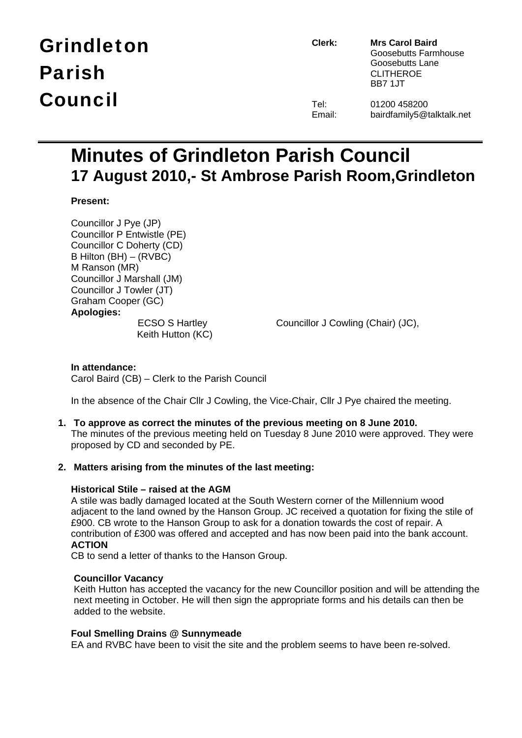# Grindleton Parish Council

**Clerk:** **Mrs Carol Baird**
Goosebutts Farmhouse
Goosebutts Lane
CLITHEROE
BB7 1JT

Tel: 01200 458200
Email: bairdfamily5@talktalk.net

# Minutes of Grindleton Parish Council
## 17 August 2010,- St Ambrose Parish Room,Grindleton

**Present:**

Councillor J Pye (JP)
Councillor P Entwistle (PE)
Councillor C Doherty (CD)
B Hilton (BH) – (RVBC)
M Ranson (MR)
Councillor J Marshall (JM)
Councillor J Towler (JT)
Graham Cooper (GC)

**Apologies:**

ECSO S Hartley
Keith Hutton (KC)
Councillor J Cowling (Chair) (JC),

**In attendance:**
Carol Baird (CB) – Clerk to the Parish Council

In the absence of the Chair Cllr J Cowling, the Vice-Chair, Cllr J Pye chaired the meeting.

1. **To approve as correct the minutes of the previous meeting on 8 June 2010.**
   The minutes of the previous meeting held on Tuesday 8 June 2010 were approved. They were proposed by CD and seconded by PE.

2. **Matters arising from the minutes of the last meeting:**

**Historical Stile – raised at the AGM**
A stile was badly damaged located at the South Western corner of the Millennium wood adjacent to the land owned by the Hanson Group. JC received a quotation for fixing the stile of £900. CB wrote to the Hanson Group to ask for a donation towards the cost of repair. A contribution of £300 was offered and accepted and has now been paid into the bank account.
**ACTION**
CB to send a letter of thanks to the Hanson Group.

**Councillor Vacancy**
Keith Hutton has accepted the vacancy for the new Councillor position and will be attending the next meeting in October. He will then sign the appropriate forms and his details can then be added to the website.

**Foul Smelling Drains @ Sunnymeade**
EA and RVBC have been to visit the site and the problem seems to have been re-solved.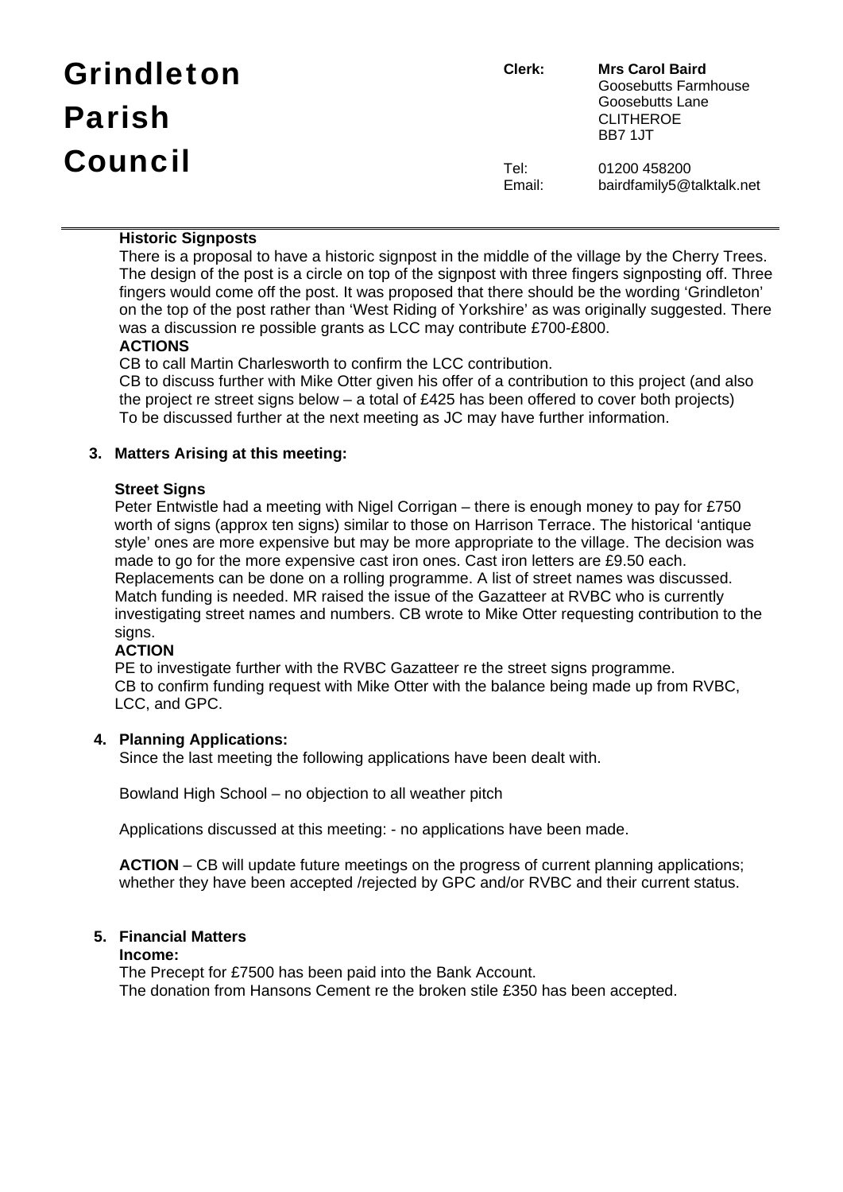# Grindleton Parish Council

**Clerk:** **Mrs Carol Baird**
Goosebutts Farmhouse
Goosebutts Lane
CLITHEROE
BB7 1JT

Tel: 01200 458200
Email: bairdfamily5@talktalk.net

---

**Historic Signposts**

There is a proposal to have a historic signpost in the middle of the village by the Cherry Trees. The design of the post is a circle on top of the signpost with three fingers signposting off. Three fingers would come off the post. It was proposed that there should be the wording 'Grindleton' on the top of the post rather than 'West Riding of Yorkshire' as was originally suggested. There was a discussion re possible grants as LCC may contribute £700-£800.

**ACTIONS**

CB to call Martin Charlesworth to confirm the LCC contribution.
CB to discuss further with Mike Otter given his offer of a contribution to this project (and also the project re street signs below – a total of £425 has been offered to cover both projects)
To be discussed further at the next meeting as JC may have further information.

**3. Matters Arising at this meeting:**

**Street Signs**

Peter Entwistle had a meeting with Nigel Corrigan – there is enough money to pay for £750 worth of signs (approx ten signs) similar to those on Harrison Terrace. The historical 'antique style' ones are more expensive but may be more appropriate to the village. The decision was made to go for the more expensive cast iron ones. Cast iron letters are £9.50 each. Replacements can be done on a rolling programme. A list of street names was discussed. Match funding is needed. MR raised the issue of the Gazatteer at RVBC who is currently investigating street names and numbers. CB wrote to Mike Otter requesting contribution to the signs.

**ACTION**

PE to investigate further with the RVBC Gazatteer re the street signs programme.
CB to confirm funding request with Mike Otter with the balance being made up from RVBC, LCC, and GPC.

**4. Planning Applications:**

Since the last meeting the following applications have been dealt with.

Bowland High School – no objection to all weather pitch

Applications discussed at this meeting: - no applications have been made.

**ACTION** – CB will update future meetings on the progress of current planning applications; whether they have been accepted /rejected by GPC and/or RVBC and their current status.

**5. Financial Matters**

**Income:**

The Precept for £7500 has been paid into the Bank Account.
The donation from Hansons Cement re the broken stile £350 has been accepted.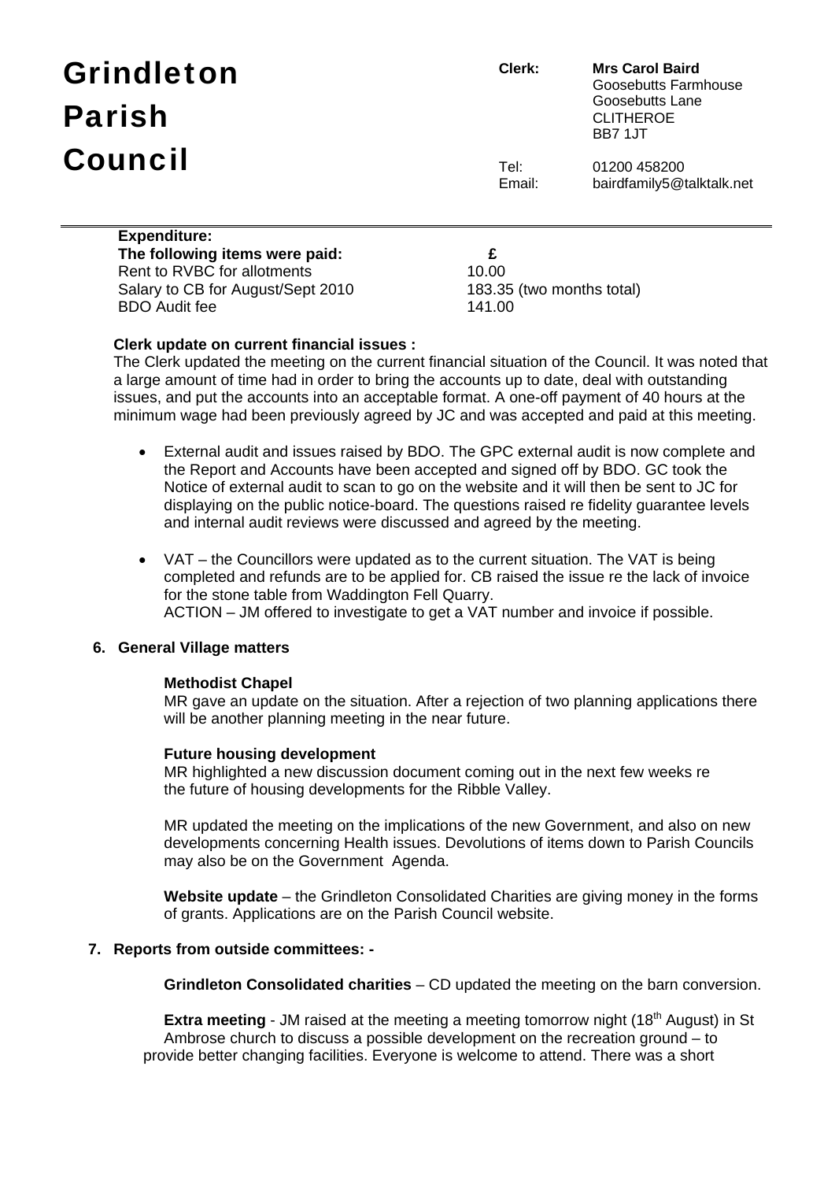# Grindleton Parish Council

**Clerk:** **Mrs Carol Baird**
Goosebutts Farmhouse
Goosebutts Lane
CLITHEROE
BB7 1JT

Tel: 01200 458200
Email: bairdfamily5@talktalk.net

---

**Expenditure:**

| The following items were paid: | £ |
|---|---|
| Rent to RVBC for allotments | 10.00 |
| Salary to CB for August/Sept 2010 | 183.35 (two months total) |
| BDO Audit fee | 141.00 |

**Clerk update on current financial issues :**

The Clerk updated the meeting on the current financial situation of the Council. It was noted that a large amount of time had in order to bring the accounts up to date, deal with outstanding issues, and put the accounts into an acceptable format. A one-off payment of 40 hours at the minimum wage had been previously agreed by JC and was accepted and paid at this meeting.

- External audit and issues raised by BDO. The GPC external audit is now complete and the Report and Accounts have been accepted and signed off by BDO. GC took the Notice of external audit to scan to go on the website and it will then be sent to JC for displaying on the public notice-board. The questions raised re fidelity guarantee levels and internal audit reviews were discussed and agreed by the meeting.

- VAT – the Councillors were updated as to the current situation. The VAT is being completed and refunds are to be applied for. CB raised the issue re the lack of invoice for the stone table from Waddington Fell Quarry.
  ACTION – JM offered to investigate to get a VAT number and invoice if possible.

## 6. General Village matters

**Methodist Chapel**

MR gave an update on the situation. After a rejection of two planning applications there will be another planning meeting in the near future.

**Future housing development**

MR highlighted a new discussion document coming out in the next few weeks re the future of housing developments for the Ribble Valley.

MR updated the meeting on the implications of the new Government, and also on new developments concerning Health issues. Devolutions of items down to Parish Councils may also be on the Government Agenda.

**Website update** – the Grindleton Consolidated Charities are giving money in the forms of grants. Applications are on the Parish Council website.

## 7. Reports from outside committees: -

**Grindleton Consolidated charities** – CD updated the meeting on the barn conversion.

**Extra meeting** - JM raised at the meeting a meeting tomorrow night (18th August) in St Ambrose church to discuss a possible development on the recreation ground – to provide better changing facilities. Everyone is welcome to attend. There was a short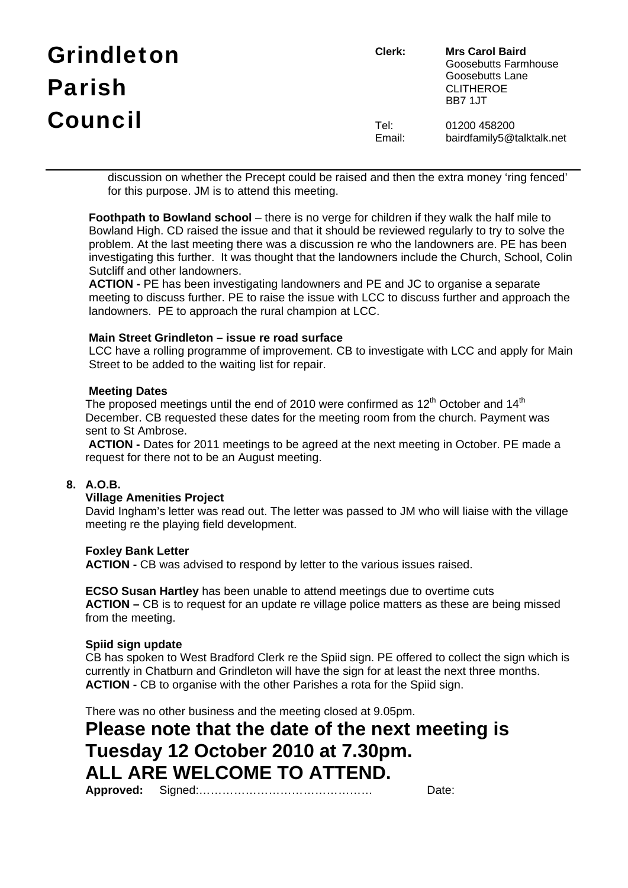# Grindleton Parish Council

**Clerk:** **Mrs Carol Baird**
Goosebutts Farmhouse
Goosebutts Lane
CLITHEROE
BB7 1JT

Tel: 01200 458200
Email: bairdfamily5@talktalk.net

---

discussion on whether the Precept could be raised and then the extra money 'ring fenced' for this purpose. JM is to attend this meeting.

**Foothpath to Bowland school** – there is no verge for children if they walk the half mile to Bowland High. CD raised the issue and that it should be reviewed regularly to try to solve the problem. At the last meeting there was a discussion re who the landowners are. PE has been investigating this further. It was thought that the landowners include the Church, School, Colin Sutcliff and other landowners.
**ACTION -** PE has been investigating landowners and PE and JC to organise a separate meeting to discuss further. PE to raise the issue with LCC to discuss further and approach the landowners. PE to approach the rural champion at LCC.

**Main Street Grindleton – issue re road surface**
LCC have a rolling programme of improvement. CB to investigate with LCC and apply for Main Street to be added to the waiting list for repair.

**Meeting Dates**
The proposed meetings until the end of 2010 were confirmed as 12th October and 14th December. CB requested these dates for the meeting room from the church. Payment was sent to St Ambrose.
**ACTION -** Dates for 2011 meetings to be agreed at the next meeting in October. PE made a request for there not to be an August meeting.

**8. A.O.B.**

**Village Amenities Project**
David Ingham's letter was read out. The letter was passed to JM who will liaise with the village meeting re the playing field development.

**Foxley Bank Letter**
**ACTION -** CB was advised to respond by letter to the various issues raised.

**ECSO Susan Hartley** has been unable to attend meetings due to overtime cuts
**ACTION –** CB is to request for an update re village police matters as these are being missed from the meeting.

**Spiid sign update**
CB has spoken to West Bradford Clerk re the Spiid sign. PE offered to collect the sign which is currently in Chatburn and Grindleton will have the sign for at least the next three months.
**ACTION -** CB to organise with the other Parishes a rota for the Spiid sign.

There was no other business and the meeting closed at 9.05pm.

## Please note that the date of the next meeting is Tuesday 12 October 2010 at 7.30pm. ALL ARE WELCOME TO ATTEND.

**Approved:** Signed:……………………………………… Date: